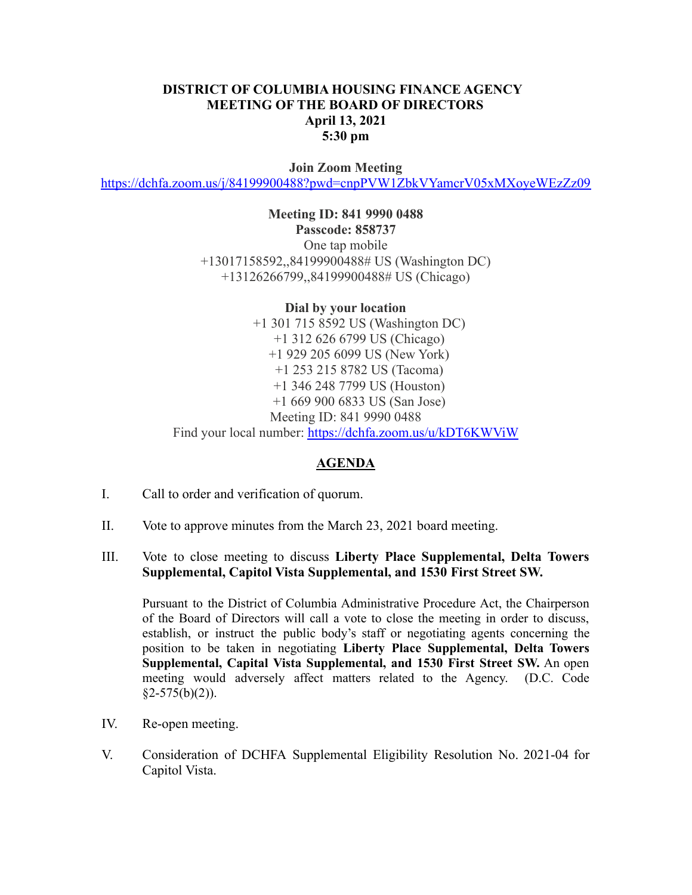**DISTRICT OF COLUMBIA HOUSING FINANCE AGENCY**
**MEETING OF THE BOARD OF DIRECTORS**
**April 13, 2021**
**5:30 pm**

**Join Zoom Meeting**
https://dchfa.zoom.us/j/84199900488?pwd=cnpPVW1ZbkVYamcrV05xMXoyeWEzZz09

**Meeting ID: 841 9990 0488**
**Passcode: 858737**
One tap mobile
+13017158592,,84199900488# US (Washington DC)
+13126266799,,84199900488# US (Chicago)

**Dial by your location**
+1 301 715 8592 US (Washington DC)
+1 312 626 6799 US (Chicago)
+1 929 205 6099 US (New York)
+1 253 215 8782 US (Tacoma)
+1 346 248 7799 US (Houston)
+1 669 900 6833 US (San Jose)
Meeting ID: 841 9990 0488
Find your local number: https://dchfa.zoom.us/u/kDT6KWViW

## AGENDA

I. Call to order and verification of quorum.

II. Vote to approve minutes from the March 23, 2021 board meeting.

III. Vote to close meeting to discuss **Liberty Place Supplemental, Delta Towers Supplemental, Capitol Vista Supplemental, and 1530 First Street SW.**

Pursuant to the District of Columbia Administrative Procedure Act, the Chairperson of the Board of Directors will call a vote to close the meeting in order to discuss, establish, or instruct the public body's staff or negotiating agents concerning the position to be taken in negotiating **Liberty Place Supplemental, Delta Towers Supplemental, Capital Vista Supplemental, and 1530 First Street SW.** An open meeting would adversely affect matters related to the Agency. (D.C. Code §2-575(b)(2)).

IV. Re-open meeting.

V. Consideration of DCHFA Supplemental Eligibility Resolution No. 2021-04 for Capitol Vista.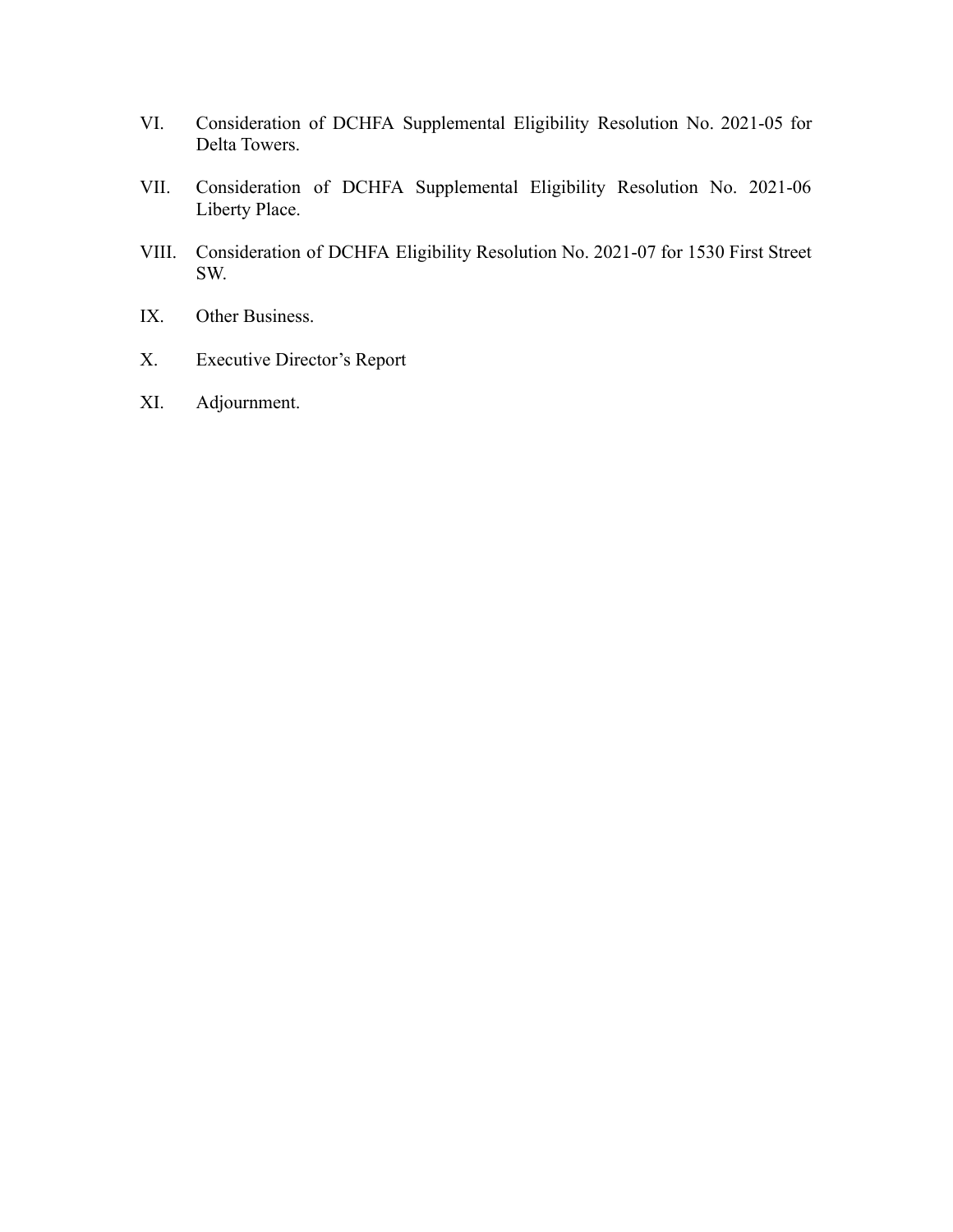VI. Consideration of DCHFA Supplemental Eligibility Resolution No. 2021-05 for Delta Towers.

VII. Consideration of DCHFA Supplemental Eligibility Resolution No. 2021-06 Liberty Place.

VIII. Consideration of DCHFA Eligibility Resolution No. 2021-07 for 1530 First Street SW.

IX. Other Business.

X. Executive Director's Report

XI. Adjournment.